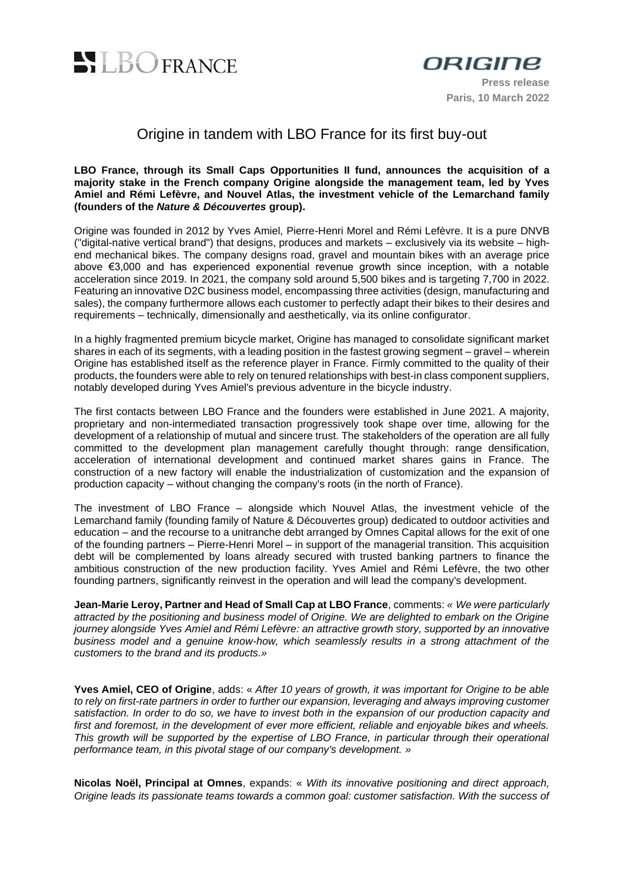LBO FRANCE

ORIGINE

**Press release**
**Paris, 10 March 2022**

# Origine in tandem with LBO France for its first buy-out

**LBO France, through its Small Caps Opportunities II fund, announces the acquisition of a majority stake in the French company Origine alongside the management team, led by Yves Amiel and Rémi Lefèvre, and Nouvel Atlas, the investment vehicle of the Lemarchand family (founders of the *Nature & Découvertes* group).**

Origine was founded in 2012 by Yves Amiel, Pierre-Henri Morel and Rémi Lefèvre. It is a pure DNVB ("digital-native vertical brand") that designs, produces and markets – exclusively via its website – high-end mechanical bikes. The company designs road, gravel and mountain bikes with an average price above €3,000 and has experienced exponential revenue growth since inception, with a notable acceleration since 2019. In 2021, the company sold around 5,500 bikes and is targeting 7,700 in 2022. Featuring an innovative D2C business model, encompassing three activities (design, manufacturing and sales), the company furthermore allows each customer to perfectly adapt their bikes to their desires and requirements – technically, dimensionally and aesthetically, via its online configurator.

In a highly fragmented premium bicycle market, Origine has managed to consolidate significant market shares in each of its segments, with a leading position in the fastest growing segment – gravel – wherein Origine has established itself as the reference player in France. Firmly committed to the quality of their products, the founders were able to rely on tenured relationships with best-in class component suppliers, notably developed during Yves Amiel's previous adventure in the bicycle industry.

The first contacts between LBO France and the founders were established in June 2021. A majority, proprietary and non-intermediated transaction progressively took shape over time, allowing for the development of a relationship of mutual and sincere trust. The stakeholders of the operation are all fully committed to the development plan management carefully thought through: range densification, acceleration of international development and continued market shares gains in France. The construction of a new factory will enable the industrialization of customization and the expansion of production capacity – without changing the company's roots (in the north of France).

The investment of LBO France – alongside which Nouvel Atlas, the investment vehicle of the Lemarchand family (founding family of Nature & Découvertes group) dedicated to outdoor activities and education – and the recourse to a unitranche debt arranged by Omnes Capital allows for the exit of one of the founding partners – Pierre-Henri Morel – in support of the managerial transition. This acquisition debt will be complemented by loans already secured with trusted banking partners to finance the ambitious construction of the new production facility. Yves Amiel and Rémi Lefèvre, the two other founding partners, significantly reinvest in the operation and will lead the company's development.

**Jean-Marie Leroy, Partner and Head of Small Cap at LBO France**, comments: *« We were particularly attracted by the positioning and business model of Origine. We are delighted to embark on the Origine journey alongside Yves Amiel and Rémi Lefèvre: an attractive growth story, supported by an innovative business model and a genuine know-how, which seamlessly results in a strong attachment of the customers to the brand and its products.»*

**Yves Amiel, CEO of Origine**, adds: « *After 10 years of growth, it was important for Origine to be able to rely on first-rate partners in order to further our expansion, leveraging and always improving customer satisfaction. In order to do so, we have to invest both in the expansion of our production capacity and first and foremost, in the development of ever more efficient, reliable and enjoyable bikes and wheels. This growth will be supported by the expertise of LBO France, in particular through their operational performance team, in this pivotal stage of our company's development.* »

**Nicolas Noël, Principal at Omnes**, expands: « *With its innovative positioning and direct approach, Origine leads its passionate teams towards a common goal: customer satisfaction. With the success of*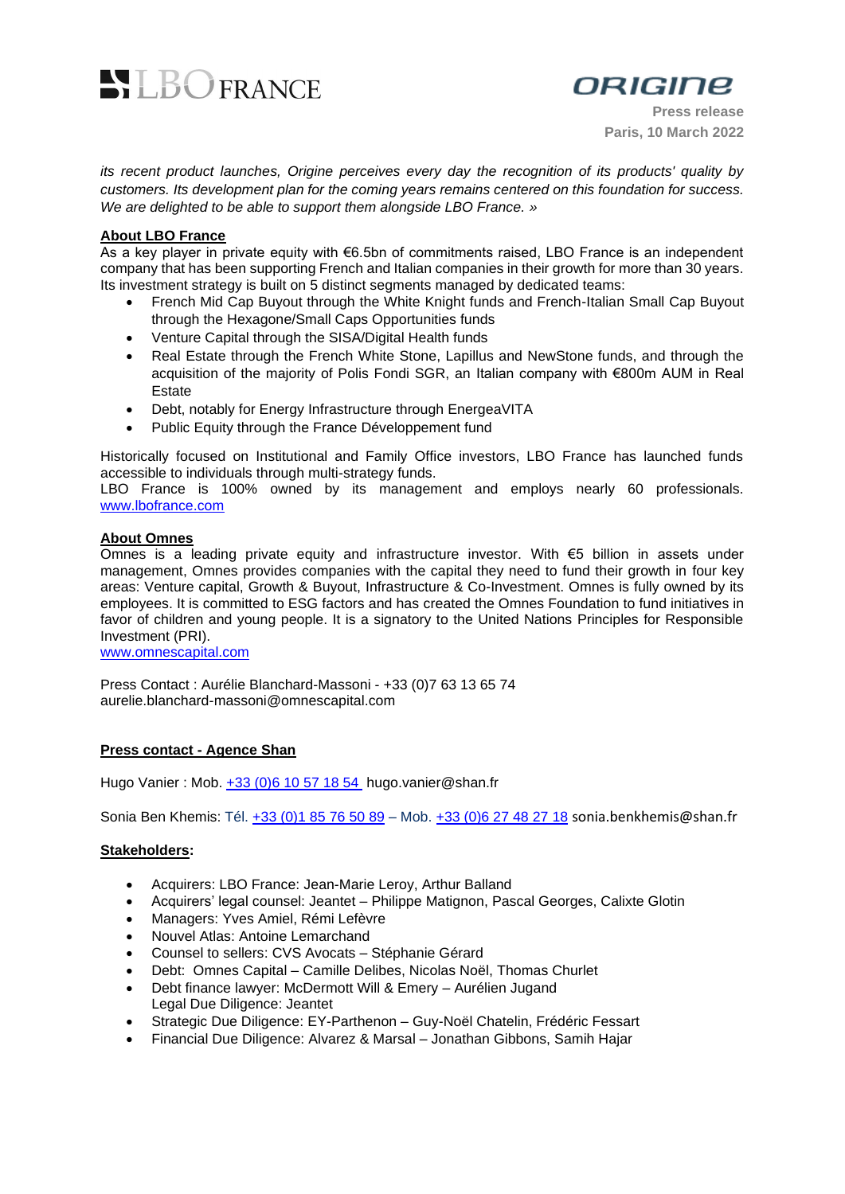*its recent product launches, Origine perceives every day the recognition of its products' quality by customers. Its development plan for the coming years remains centered on this foundation for success. We are delighted to be able to support them alongside LBO France. »*

**About LBO France**

As a key player in private equity with €6.5bn of commitments raised, LBO France is an independent company that has been supporting French and Italian companies in their growth for more than 30 years. Its investment strategy is built on 5 distinct segments managed by dedicated teams:

- French Mid Cap Buyout through the White Knight funds and French-Italian Small Cap Buyout through the Hexagone/Small Caps Opportunities funds
- Venture Capital through the SISA/Digital Health funds
- Real Estate through the French White Stone, Lapillus and NewStone funds, and through the acquisition of the majority of Polis Fondi SGR, an Italian company with €800m AUM in Real Estate
- Debt, notably for Energy Infrastructure through EnergeaVITA
- Public Equity through the France Développement fund

Historically focused on Institutional and Family Office investors, LBO France has launched funds accessible to individuals through multi-strategy funds.
LBO France is 100% owned by its management and employs nearly 60 professionals. www.lbofrance.com

**About Omnes**

Omnes is a leading private equity and infrastructure investor. With €5 billion in assets under management, Omnes provides companies with the capital they need to fund their growth in four key areas: Venture capital, Growth & Buyout, Infrastructure & Co-Investment. Omnes is fully owned by its employees. It is committed to ESG factors and has created the Omnes Foundation to fund initiatives in favor of children and young people. It is a signatory to the United Nations Principles for Responsible Investment (PRI).
www.omnescapital.com

Press Contact : Aurélie Blanchard-Massoni - +33 (0)7 63 13 65 74
aurelie.blanchard-massoni@omnescapital.com

**Press contact - Agence Shan**

Hugo Vanier : Mob. +33 (0)6 10 57 18 54 hugo.vanier@shan.fr

Sonia Ben Khemis: Tél. +33 (0)1 85 76 50 89 – Mob. +33 (0)6 27 48 27 18 sonia.benkhemis@shan.fr

**Stakeholders:**

- Acquirers: LBO France: Jean-Marie Leroy, Arthur Balland
- Acquirers' legal counsel: Jeantet – Philippe Matignon, Pascal Georges, Calixte Glotin
- Managers: Yves Amiel, Rémi Lefèvre
- Nouvel Atlas: Antoine Lemarchand
- Counsel to sellers: CVS Avocats – Stéphanie Gérard
- Debt: Omnes Capital – Camille Delibes, Nicolas Noël, Thomas Churlet
- Debt finance lawyer: McDermott Will & Emery – Aurélien Jugand
  Legal Due Diligence: Jeantet
- Strategic Due Diligence: EY-Parthenon – Guy-Noël Chatelin, Frédéric Fessart
- Financial Due Diligence: Alvarez & Marsal – Jonathan Gibbons, Samih Hajar